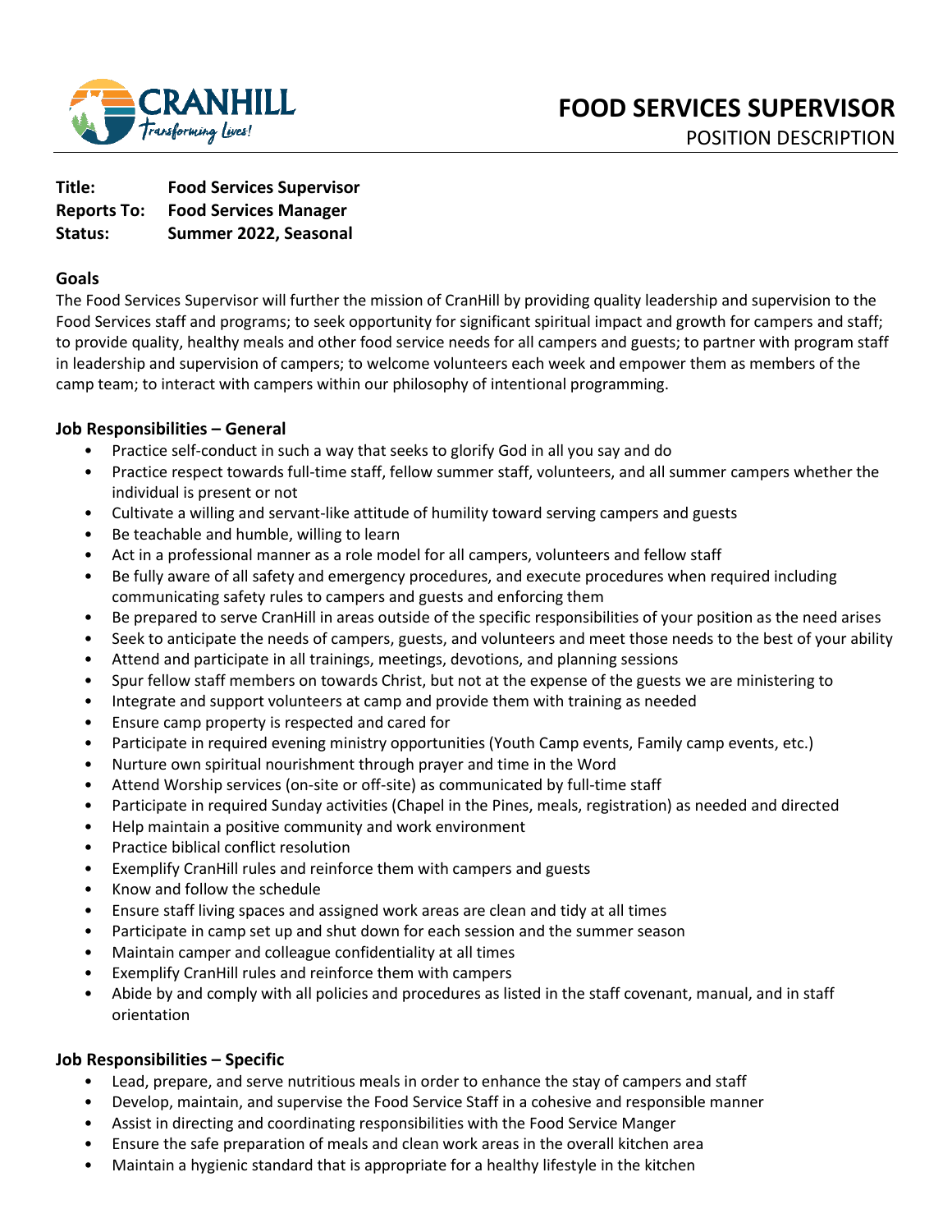# FOOD SERVICES SUPERVISOR

POSITION DESCRIPTION

**Title:** **Food Services Supervisor**
**Reports To:** **Food Services Manager**
**Status:** **Summer 2022, Seasonal**

## Goals

The Food Services Supervisor will further the mission of CranHill by providing quality leadership and supervision to the Food Services staff and programs; to seek opportunity for significant spiritual impact and growth for campers and staff; to provide quality, healthy meals and other food service needs for all campers and guests; to partner with program staff in leadership and supervision of campers; to welcome volunteers each week and empower them as members of the camp team; to interact with campers within our philosophy of intentional programming.

## Job Responsibilities – General

- Practice self-conduct in such a way that seeks to glorify God in all you say and do
- Practice respect towards full-time staff, fellow summer staff, volunteers, and all summer campers whether the individual is present or not
- Cultivate a willing and servant-like attitude of humility toward serving campers and guests
- Be teachable and humble, willing to learn
- Act in a professional manner as a role model for all campers, volunteers and fellow staff
- Be fully aware of all safety and emergency procedures, and execute procedures when required including communicating safety rules to campers and guests and enforcing them
- Be prepared to serve CranHill in areas outside of the specific responsibilities of your position as the need arises
- Seek to anticipate the needs of campers, guests, and volunteers and meet those needs to the best of your ability
- Attend and participate in all trainings, meetings, devotions, and planning sessions
- Spur fellow staff members on towards Christ, but not at the expense of the guests we are ministering to
- Integrate and support volunteers at camp and provide them with training as needed
- Ensure camp property is respected and cared for
- Participate in required evening ministry opportunities (Youth Camp events, Family camp events, etc.)
- Nurture own spiritual nourishment through prayer and time in the Word
- Attend Worship services (on-site or off-site) as communicated by full-time staff
- Participate in required Sunday activities (Chapel in the Pines, meals, registration) as needed and directed
- Help maintain a positive community and work environment
- Practice biblical conflict resolution
- Exemplify CranHill rules and reinforce them with campers and guests
- Know and follow the schedule
- Ensure staff living spaces and assigned work areas are clean and tidy at all times
- Participate in camp set up and shut down for each session and the summer season
- Maintain camper and colleague confidentiality at all times
- Exemplify CranHill rules and reinforce them with campers
- Abide by and comply with all policies and procedures as listed in the staff covenant, manual, and in staff orientation

## Job Responsibilities – Specific

- Lead, prepare, and serve nutritious meals in order to enhance the stay of campers and staff
- Develop, maintain, and supervise the Food Service Staff in a cohesive and responsible manner
- Assist in directing and coordinating responsibilities with the Food Service Manger
- Ensure the safe preparation of meals and clean work areas in the overall kitchen area
- Maintain a hygienic standard that is appropriate for a healthy lifestyle in the kitchen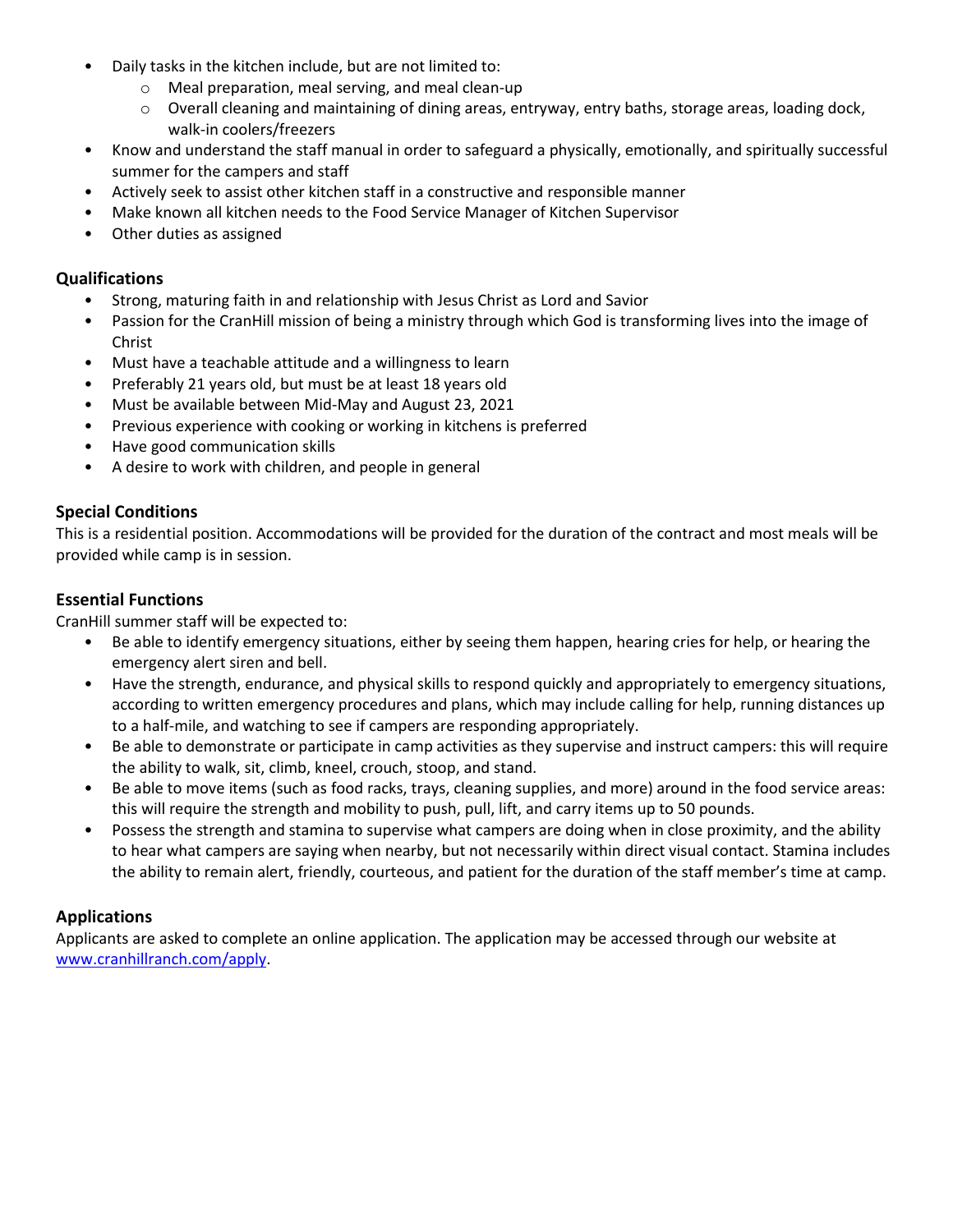- Daily tasks in the kitchen include, but are not limited to:
  - Meal preparation, meal serving, and meal clean-up
  - Overall cleaning and maintaining of dining areas, entryway, entry baths, storage areas, loading dock, walk-in coolers/freezers
- Know and understand the staff manual in order to safeguard a physically, emotionally, and spiritually successful summer for the campers and staff
- Actively seek to assist other kitchen staff in a constructive and responsible manner
- Make known all kitchen needs to the Food Service Manager of Kitchen Supervisor
- Other duties as assigned

### Qualifications

- Strong, maturing faith in and relationship with Jesus Christ as Lord and Savior
- Passion for the CranHill mission of being a ministry through which God is transforming lives into the image of Christ
- Must have a teachable attitude and a willingness to learn
- Preferably 21 years old, but must be at least 18 years old
- Must be available between Mid-May and August 23, 2021
- Previous experience with cooking or working in kitchens is preferred
- Have good communication skills
- A desire to work with children, and people in general

### Special Conditions

This is a residential position. Accommodations will be provided for the duration of the contract and most meals will be provided while camp is in session.

### Essential Functions

CranHill summer staff will be expected to:

- Be able to identify emergency situations, either by seeing them happen, hearing cries for help, or hearing the emergency alert siren and bell.
- Have the strength, endurance, and physical skills to respond quickly and appropriately to emergency situations, according to written emergency procedures and plans, which may include calling for help, running distances up to a half-mile, and watching to see if campers are responding appropriately.
- Be able to demonstrate or participate in camp activities as they supervise and instruct campers: this will require the ability to walk, sit, climb, kneel, crouch, stoop, and stand.
- Be able to move items (such as food racks, trays, cleaning supplies, and more) around in the food service areas: this will require the strength and mobility to push, pull, lift, and carry items up to 50 pounds.
- Possess the strength and stamina to supervise what campers are doing when in close proximity, and the ability to hear what campers are saying when nearby, but not necessarily within direct visual contact. Stamina includes the ability to remain alert, friendly, courteous, and patient for the duration of the staff member's time at camp.

### Applications

Applicants are asked to complete an online application. The application may be accessed through our website at [www.cranhillranch.com/apply](www.cranhillranch.com/apply).